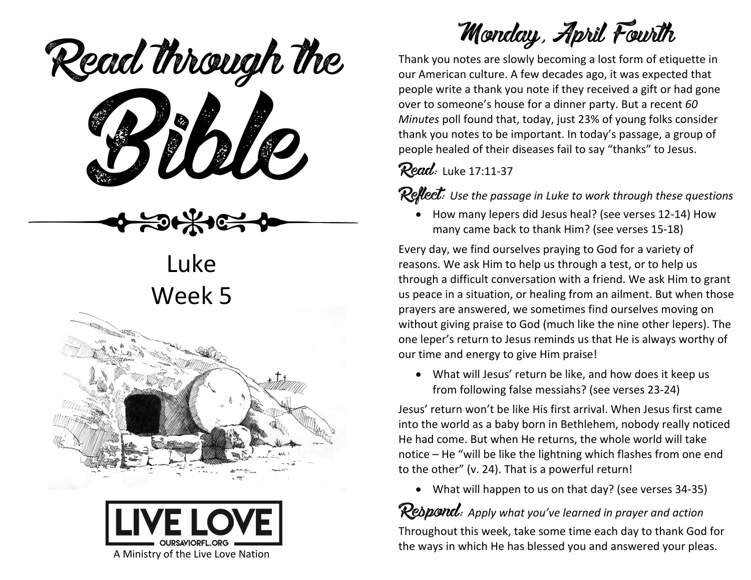# Read through the Bible

Luke

Week 5

**LIVE LOVE**

OURSAVIORFL.ORG

A Ministry of the Live Love Nation

## Monday, April Fourth

Thank you notes are slowly becoming a lost form of etiquette in our American culture. A few decades ago, it was expected that people write a thank you note if they received a gift or had gone over to someone's house for a dinner party. But a recent *60 Minutes* poll found that, today, just 23% of young folks consider thank you notes to be important. In today's passage, a group of people healed of their diseases fail to say "thanks" to Jesus.

**Read:** Luke 17:11-37

**Reflect:** *Use the passage in Luke to work through these questions*

- How many lepers did Jesus heal? (see verses 12-14) How many came back to thank Him? (see verses 15-18)

Every day, we find ourselves praying to God for a variety of reasons. We ask Him to help us through a test, or to help us through a difficult conversation with a friend. We ask Him to grant us peace in a situation, or healing from an ailment. But when those prayers are answered, we sometimes find ourselves moving on without giving praise to God (much like the nine other lepers). The one leper's return to Jesus reminds us that He is always worthy of our time and energy to give Him praise!

- What will Jesus' return be like, and how does it keep us from following false messiahs? (see verses 23-24)

Jesus' return won't be like His first arrival. When Jesus first came into the world as a baby born in Bethlehem, nobody really noticed He had come. But when He returns, the whole world will take notice – He "will be like the lightning which flashes from one end to the other" (v. 24). That is a powerful return!

- What will happen to us on that day? (see verses 34-35)

**Respond:** *Apply what you've learned in prayer and action*

Throughout this week, take some time each day to thank God for the ways in which He has blessed you and answered your pleas.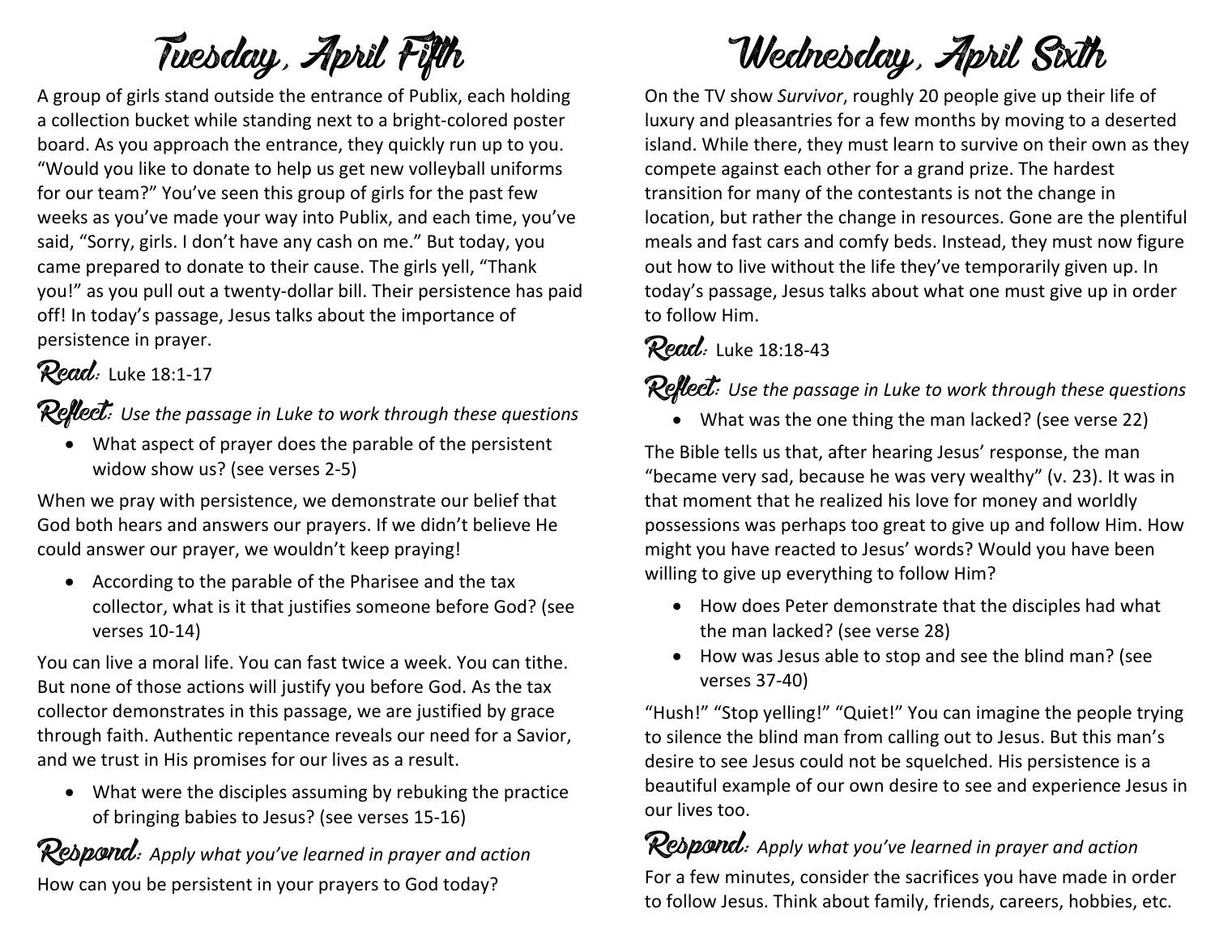# Tuesday, April Fifth

A group of girls stand outside the entrance of Publix, each holding a collection bucket while standing next to a bright-colored poster board. As you approach the entrance, they quickly run up to you. "Would you like to donate to help us get new volleyball uniforms for our team?" You've seen this group of girls for the past few weeks as you've made your way into Publix, and each time, you've said, "Sorry, girls. I don't have any cash on me." But today, you came prepared to donate to their cause. The girls yell, "Thank you!" as you pull out a twenty-dollar bill. Their persistence has paid off! In today's passage, Jesus talks about the importance of persistence in prayer.

**Read:** Luke 18:1-17

**Reflect:** *Use the passage in Luke to work through these questions*

- What aspect of prayer does the parable of the persistent widow show us? (see verses 2-5)

When we pray with persistence, we demonstrate our belief that God both hears and answers our prayers. If we didn't believe He could answer our prayer, we wouldn't keep praying!

- According to the parable of the Pharisee and the tax collector, what is it that justifies someone before God? (see verses 10-14)

You can live a moral life. You can fast twice a week. You can tithe. But none of those actions will justify you before God. As the tax collector demonstrates in this passage, we are justified by grace through faith. Authentic repentance reveals our need for a Savior, and we trust in His promises for our lives as a result.

- What were the disciples assuming by rebuking the practice of bringing babies to Jesus? (see verses 15-16)

**Respond:** *Apply what you've learned in prayer and action*

How can you be persistent in your prayers to God today?

# Wednesday, April Sixth

On the TV show *Survivor*, roughly 20 people give up their life of luxury and pleasantries for a few months by moving to a deserted island. While there, they must learn to survive on their own as they compete against each other for a grand prize. The hardest transition for many of the contestants is not the change in location, but rather the change in resources. Gone are the plentiful meals and fast cars and comfy beds. Instead, they must now figure out how to live without the life they've temporarily given up. In today's passage, Jesus talks about what one must give up in order to follow Him.

**Read:** Luke 18:18-43

**Reflect:** *Use the passage in Luke to work through these questions*

- What was the one thing the man lacked? (see verse 22)

The Bible tells us that, after hearing Jesus' response, the man "became very sad, because he was very wealthy" (v. 23). It was in that moment that he realized his love for money and worldly possessions was perhaps too great to give up and follow Him. How might you have reacted to Jesus' words? Would you have been willing to give up everything to follow Him?

- How does Peter demonstrate that the disciples had what the man lacked? (see verse 28)
- How was Jesus able to stop and see the blind man? (see verses 37-40)

"Hush!" "Stop yelling!" "Quiet!" You can imagine the people trying to silence the blind man from calling out to Jesus. But this man's desire to see Jesus could not be squelched. His persistence is a beautiful example of our own desire to see and experience Jesus in our lives too.

**Respond:** *Apply what you've learned in prayer and action*

For a few minutes, consider the sacrifices you have made in order to follow Jesus. Think about family, friends, careers, hobbies, etc.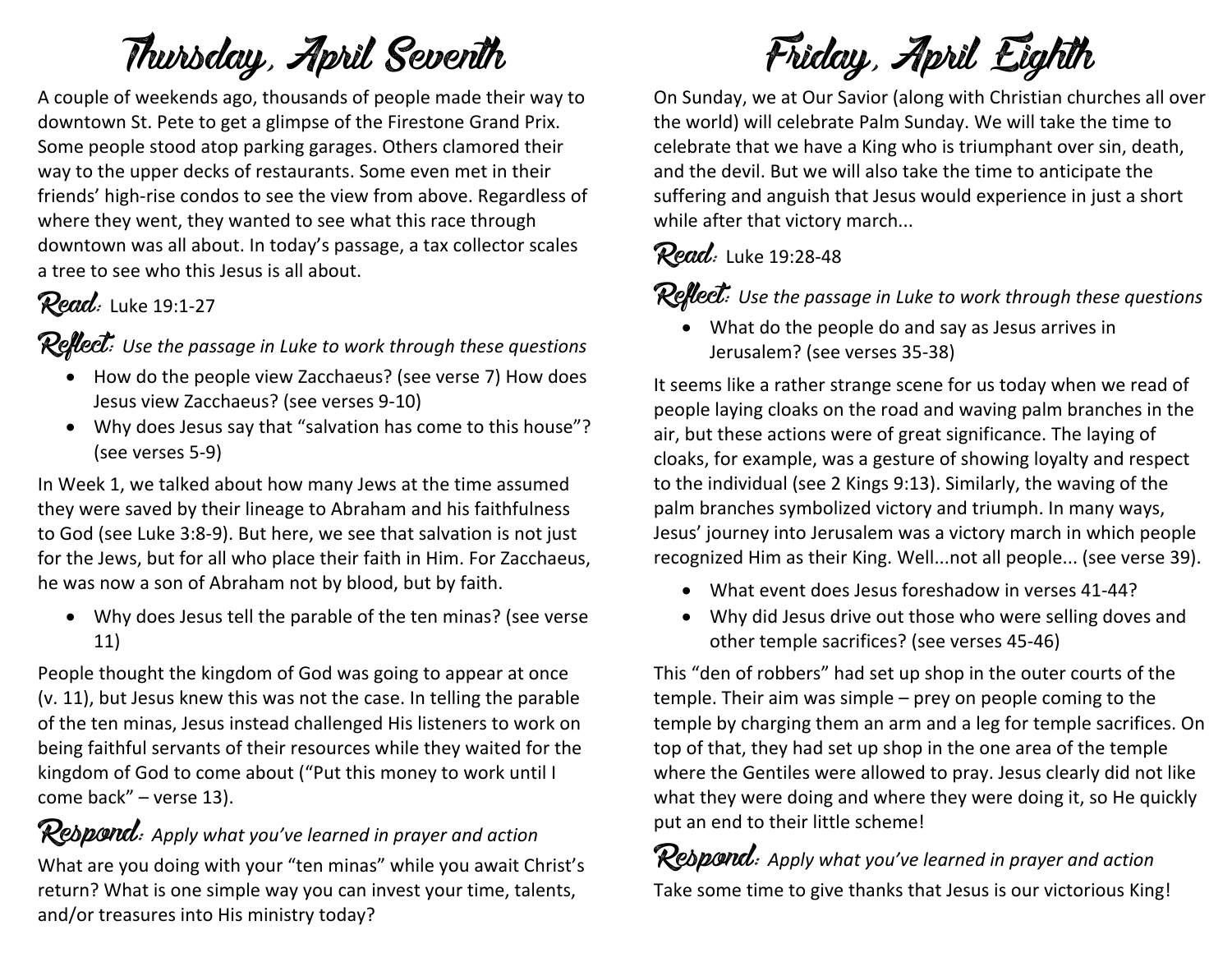# Thursday, April Seventh

A couple of weekends ago, thousands of people made their way to downtown St. Pete to get a glimpse of the Firestone Grand Prix. Some people stood atop parking garages. Others clamored their way to the upper decks of restaurants. Some even met in their friends' high-rise condos to see the view from above. Regardless of where they went, they wanted to see what this race through downtown was all about. In today's passage, a tax collector scales a tree to see who this Jesus is all about.

**Read:** Luke 19:1-27

**Reflect:** *Use the passage in Luke to work through these questions*

- How do the people view Zacchaeus? (see verse 7) How does Jesus view Zacchaeus? (see verses 9-10)
- Why does Jesus say that "salvation has come to this house"? (see verses 5-9)

In Week 1, we talked about how many Jews at the time assumed they were saved by their lineage to Abraham and his faithfulness to God (see Luke 3:8-9). But here, we see that salvation is not just for the Jews, but for all who place their faith in Him. For Zacchaeus, he was now a son of Abraham not by blood, but by faith.

- Why does Jesus tell the parable of the ten minas? (see verse 11)

People thought the kingdom of God was going to appear at once (v. 11), but Jesus knew this was not the case. In telling the parable of the ten minas, Jesus instead challenged His listeners to work on being faithful servants of their resources while they waited for the kingdom of God to come about ("Put this money to work until I come back" – verse 13).

**Respond:** *Apply what you've learned in prayer and action*

What are you doing with your "ten minas" while you await Christ's return? What is one simple way you can invest your time, talents, and/or treasures into His ministry today?

# Friday, April Eighth

On Sunday, we at Our Savior (along with Christian churches all over the world) will celebrate Palm Sunday. We will take the time to celebrate that we have a King who is triumphant over sin, death, and the devil. But we will also take the time to anticipate the suffering and anguish that Jesus would experience in just a short while after that victory march...

**Read:** Luke 19:28-48

**Reflect:** *Use the passage in Luke to work through these questions*

- What do the people do and say as Jesus arrives in Jerusalem? (see verses 35-38)

It seems like a rather strange scene for us today when we read of people laying cloaks on the road and waving palm branches in the air, but these actions were of great significance. The laying of cloaks, for example, was a gesture of showing loyalty and respect to the individual (see 2 Kings 9:13). Similarly, the waving of the palm branches symbolized victory and triumph. In many ways, Jesus' journey into Jerusalem was a victory march in which people recognized Him as their King. Well...not all people... (see verse 39).

- What event does Jesus foreshadow in verses 41-44?
- Why did Jesus drive out those who were selling doves and other temple sacrifices? (see verses 45-46)

This "den of robbers" had set up shop in the outer courts of the temple. Their aim was simple – prey on people coming to the temple by charging them an arm and a leg for temple sacrifices. On top of that, they had set up shop in the one area of the temple where the Gentiles were allowed to pray. Jesus clearly did not like what they were doing and where they were doing it, so He quickly put an end to their little scheme!

**Respond:** *Apply what you've learned in prayer and action*

Take some time to give thanks that Jesus is our victorious King!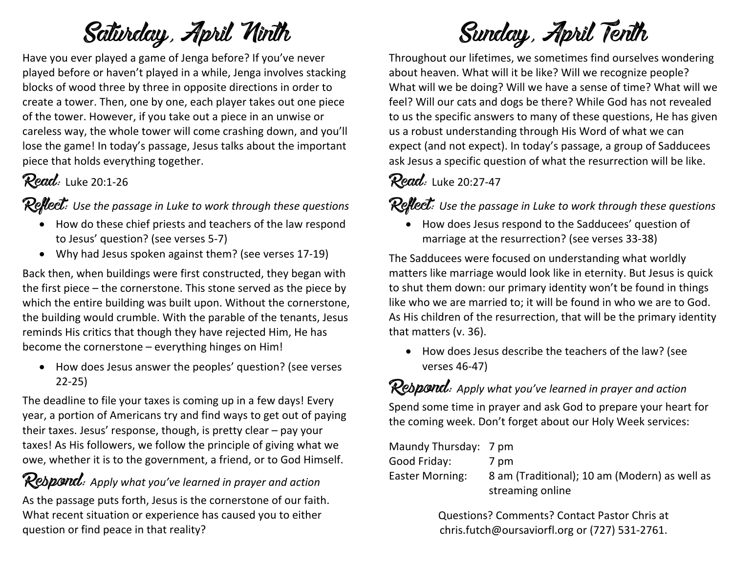# Saturday, April Ninth

Have you ever played a game of Jenga before? If you've never played before or haven't played in a while, Jenga involves stacking blocks of wood three by three in opposite directions in order to create a tower. Then, one by one, each player takes out one piece of the tower. However, if you take out a piece in an unwise or careless way, the whole tower will come crashing down, and you'll lose the game! In today's passage, Jesus talks about the important piece that holds everything together.

**Read:** Luke 20:1-26

**Reflect:** *Use the passage in Luke to work through these questions*

- How do these chief priests and teachers of the law respond to Jesus' question? (see verses 5-7)
- Why had Jesus spoken against them? (see verses 17-19)

Back then, when buildings were first constructed, they began with the first piece – the cornerstone. This stone served as the piece by which the entire building was built upon. Without the cornerstone, the building would crumble. With the parable of the tenants, Jesus reminds His critics that though they have rejected Him, He has become the cornerstone – everything hinges on Him!

- How does Jesus answer the peoples' question? (see verses 22-25)

The deadline to file your taxes is coming up in a few days! Every year, a portion of Americans try and find ways to get out of paying their taxes. Jesus' response, though, is pretty clear – pay your taxes! As His followers, we follow the principle of giving what we owe, whether it is to the government, a friend, or to God Himself.

**Respond:** *Apply what you've learned in prayer and action*

As the passage puts forth, Jesus is the cornerstone of our faith. What recent situation or experience has caused you to either question or find peace in that reality?

# Sunday, April Tenth

Throughout our lifetimes, we sometimes find ourselves wondering about heaven. What will it be like? Will we recognize people? What will we be doing? Will we have a sense of time? What will we feel? Will our cats and dogs be there? While God has not revealed to us the specific answers to many of these questions, He has given us a robust understanding through His Word of what we can expect (and not expect). In today's passage, a group of Sadducees ask Jesus a specific question of what the resurrection will be like.

**Read:** Luke 20:27-47

**Reflect:** *Use the passage in Luke to work through these questions*

- How does Jesus respond to the Sadducees' question of marriage at the resurrection? (see verses 33-38)

The Sadducees were focused on understanding what worldly matters like marriage would look like in eternity. But Jesus is quick to shut them down: our primary identity won't be found in things like who we are married to; it will be found in who we are to God. As His children of the resurrection, that will be the primary identity that matters (v. 36).

- How does Jesus describe the teachers of the law? (see verses 46-47)

**Respond:** *Apply what you've learned in prayer and action*

Spend some time in prayer and ask God to prepare your heart for the coming week. Don't forget about our Holy Week services:

| | |
|---|---|
| Maundy Thursday: | 7 pm |
| Good Friday: | 7 pm |
| Easter Morning: | 8 am (Traditional); 10 am (Modern) as well as streaming online |

Questions? Comments? Contact Pastor Chris at chris.futch@oursaviorfl.org or (727) 531-2761.